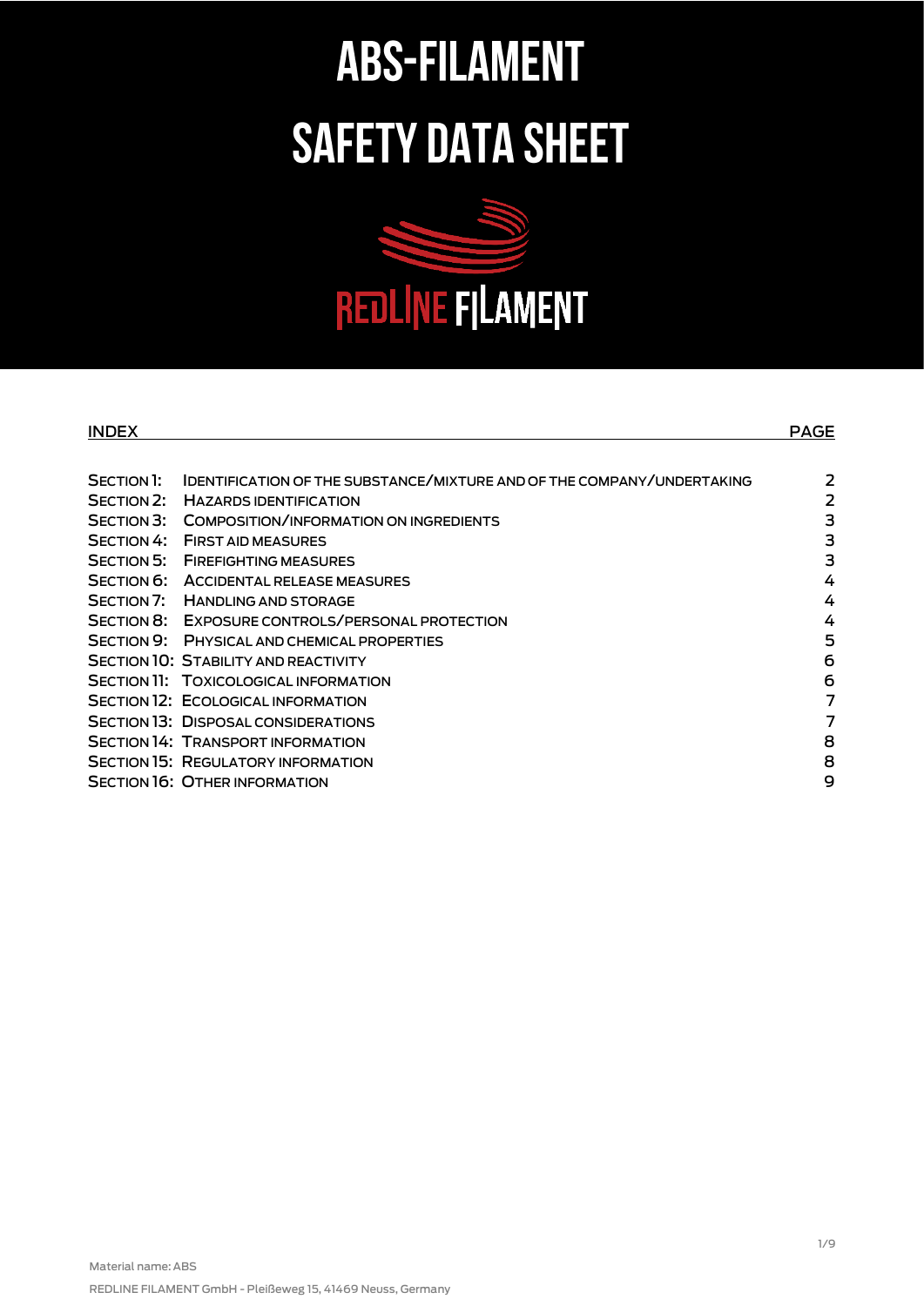# ABS-FILAMENT

# SAFETY DATA SHEET

REDLINE FILAMENT

| INDEX | | PAGE |
|---|---|---|
| SECTION 1: | IDENTIFICATION OF THE SUBSTANCE/MIXTURE AND OF THE COMPANY/UNDERTAKING | 2 |
| SECTION 2: | HAZARDS IDENTIFICATION | 2 |
| SECTION 3: | COMPOSITION/INFORMATION ON INGREDIENTS | 3 |
| SECTION 4: | FIRST AID MEASURES | 3 |
| SECTION 5: | FIREFIGHTING MEASURES | 3 |
| SECTION 6: | ACCIDENTAL RELEASE MEASURES | 4 |
| SECTION 7: | HANDLING AND STORAGE | 4 |
| SECTION 8: | EXPOSURE CONTROLS/PERSONAL PROTECTION | 4 |
| SECTION 9: | PHYSICAL AND CHEMICAL PROPERTIES | 5 |
| SECTION 10: | STABILITY AND REACTIVITY | 6 |
| SECTION 11: | TOXICOLOGICAL INFORMATION | 6 |
| SECTION 12: | ECOLOGICAL INFORMATION | 7 |
| SECTION 13: | DISPOSAL CONSIDERATIONS | 7 |
| SECTION 14: | TRANSPORT INFORMATION | 8 |
| SECTION 15: | REGULATORY INFORMATION | 8 |
| SECTION 16: | OTHER INFORMATION | 9 |

Material name: ABS

REDLINE FILAMENT GmbH - Pleißeweg 15, 41469 Neuss, Germany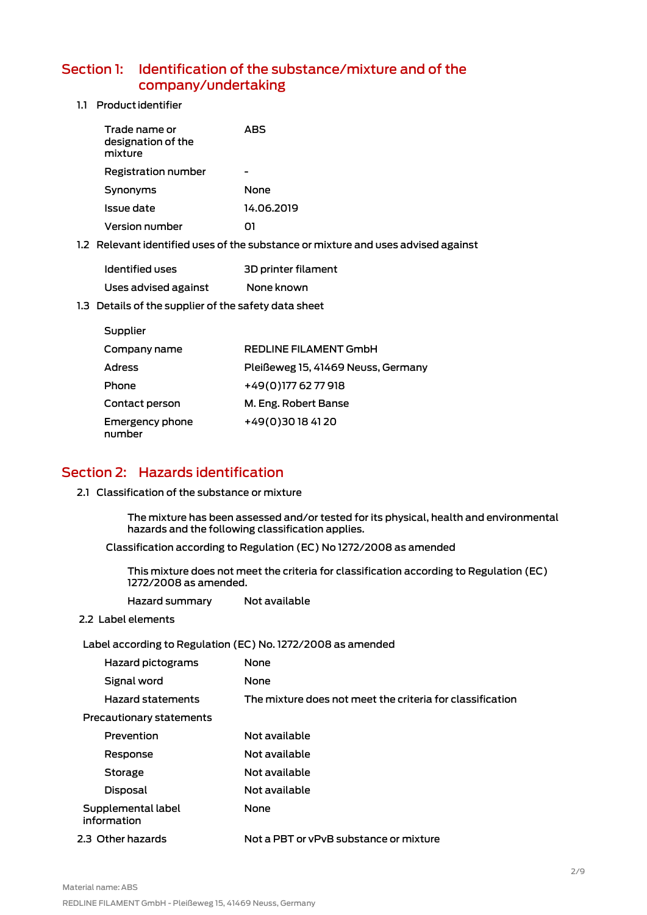## Section 1: Identification of the substance/mixture and of the company/undertaking

### 1.1 Product identifier

| | |
|---|---|
| Trade name or designation of the mixture | ABS |
| Registration number | - |
| Synonyms | None |
| Issue date | 14.06.2019 |
| Version number | 01 |

### 1.2 Relevant identified uses of the substance or mixture and uses advised against

| | |
|---|---|
| Identified uses | 3D printer filament |
| Uses advised against | None known |

### 1.3 Details of the supplier of the safety data sheet

| | |
|---|---|
| Supplier | |
| Company name | REDLINE FILAMENT GmbH |
| Adress | Pleißeweg 15, 41469 Neuss, Germany |
| Phone | +49(0)177 62 77 918 |
| Contact person | M. Eng. Robert Banse |
| Emergency phone number | +49(0)30 18 41 20 |

## Section 2: Hazards identification

### 2.1 Classification of the substance or mixture

The mixture has been assessed and/or tested for its physical, health and environmental hazards and the following classification applies.

Classification according to Regulation (EC) No 1272/2008 as amended

This mixture does not meet the criteria for classification according to Regulation (EC) 1272/2008 as amended.

| | |
|---|---|
| Hazard summary | Not available |

### 2.2 Label elements

Label according to Regulation (EC) No. 1272/2008 as amended

| | |
|---|---|
| Hazard pictograms | None |
| Signal word | None |
| Hazard statements | The mixture does not meet the criteria for classification |
| **Precautionary statements** | |
| Prevention | Not available |
| Response | Not available |
| Storage | Not available |
| Disposal | Not available |
| Supplemental label information | None |

### 2.3 Other hazards

Not a PBT or vPvB substance or mixture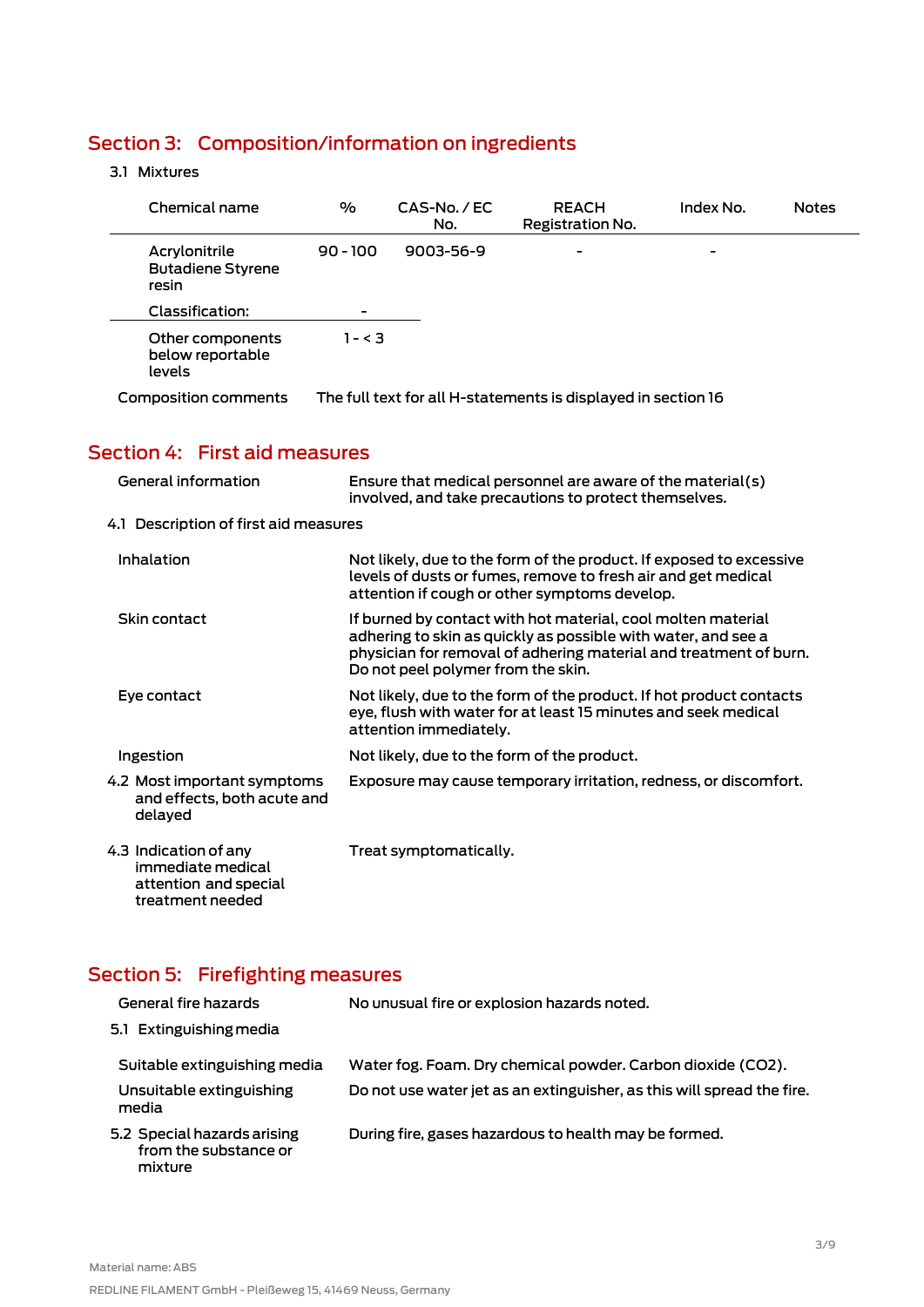## Section 3: Composition/information on ingredients

### 3.1 Mixtures

| Chemical name | % | CAS-No. / EC No. | REACH Registration No. | Index No. | Notes |
|---|---|---|---|---|---|
| Acrylonitrile Butadiene Styrene resin | 90 - 100 | 9003-56-9 | - | - | |
| Classification: | - | | | | |
| Other components below reportable levels | 1 - < 3 | | | | |

**Composition comments:** The full text for all H-statements is displayed in section 16

## Section 4: First aid measures

**General information:** Ensure that medical personnel are aware of the material(s) involved, and take precautions to protect themselves.

### 4.1 Description of first aid measures

**Inhalation:** Not likely, due to the form of the product. If exposed to excessive levels of dusts or fumes, remove to fresh air and get medical attention if cough or other symptoms develop.

**Skin contact:** If burned by contact with hot material, cool molten material adhering to skin as quickly as possible with water, and see a physician for removal of adhering material and treatment of burn. Do not peel polymer from the skin.

**Eye contact:** Not likely, due to the form of the product. If hot product contacts eye, flush with water for at least 15 minutes and seek medical attention immediately.

**Ingestion:** Not likely, due to the form of the product.

**4.2 Most important symptoms and effects, both acute and delayed:** Exposure may cause temporary irritation, redness, or discomfort.

**4.3 Indication of any immediate medical attention and special treatment needed:** Treat symptomatically.

## Section 5: Firefighting measures

**General fire hazards:** No unusual fire or explosion hazards noted.

### 5.1 Extinguishing media

**Suitable extinguishing media:** Water fog. Foam. Dry chemical powder. Carbon dioxide ($CO_2$).

**Unsuitable extinguishing media:** Do not use water jet as an extinguisher, as this will spread the fire.

**5.2 Special hazards arising from the substance or mixture:** During fire, gases hazardous to health may be formed.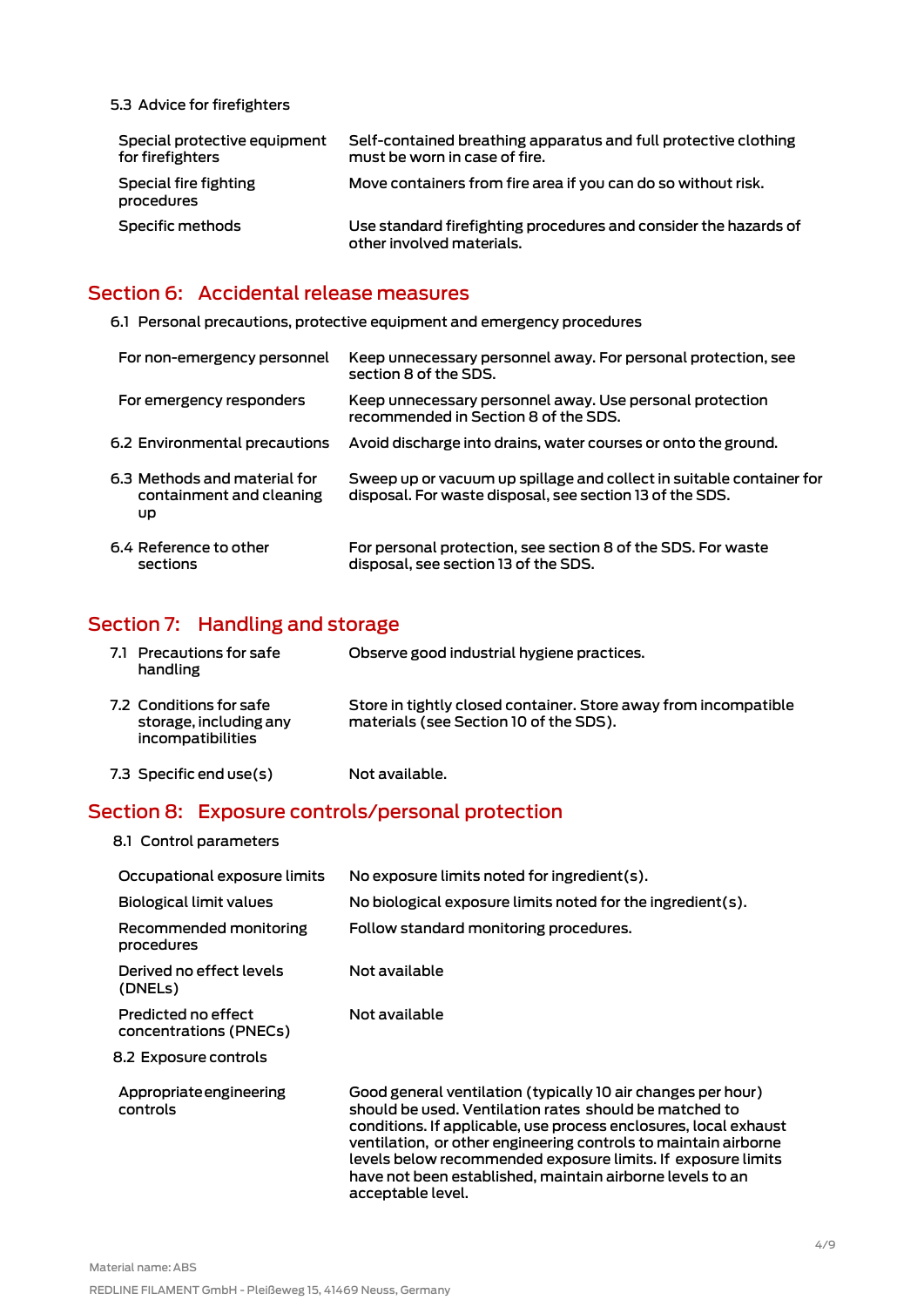5.3 Advice for firefighters

| | |
|---|---|
| Special protective equipment for firefighters | Self-contained breathing apparatus and full protective clothing must be worn in case of fire. |
| Special fire fighting procedures | Move containers from fire area if you can do so without risk. |
| Specific methods | Use standard firefighting procedures and consider the hazards of other involved materials. |

## Section 6: Accidental release measures

6.1 Personal precautions, protective equipment and emergency procedures

| | |
|---|---|
| For non-emergency personnel | Keep unnecessary personnel away. For personal protection, see section 8 of the SDS. |
| For emergency responders | Keep unnecessary personnel away. Use personal protection recommended in Section 8 of the SDS. |
| 6.2 Environmental precautions | Avoid discharge into drains, water courses or onto the ground. |
| 6.3 Methods and material for containment and cleaning up | Sweep up or vacuum up spillage and collect in suitable container for disposal. For waste disposal, see section 13 of the SDS. |
| 6.4 Reference to other sections | For personal protection, see section 8 of the SDS. For waste disposal, see section 13 of the SDS. |

## Section 7: Handling and storage

| | |
|---|---|
| 7.1 Precautions for safe handling | Observe good industrial hygiene practices. |
| 7.2 Conditions for safe storage, including any incompatibilities | Store in tightly closed container. Store away from incompatible materials (see Section 10 of the SDS). |
| 7.3 Specific end use(s) | Not available. |

## Section 8: Exposure controls/personal protection

8.1 Control parameters

| | |
|---|---|
| Occupational exposure limits | No exposure limits noted for ingredient(s). |
| Biological limit values | No biological exposure limits noted for the ingredient(s). |
| Recommended monitoring procedures | Follow standard monitoring procedures. |
| Derived no effect levels (DNELs) | Not available |
| Predicted no effect concentrations (PNECs) | Not available |

8.2 Exposure controls

| | |
|---|---|
| Appropriate engineering controls | Good general ventilation (typically 10 air changes per hour) should be used. Ventilation rates should be matched to conditions. If applicable, use process enclosures, local exhaust ventilation, or other engineering controls to maintain airborne levels below recommended exposure limits. If exposure limits have not been established, maintain airborne levels to an acceptable level. |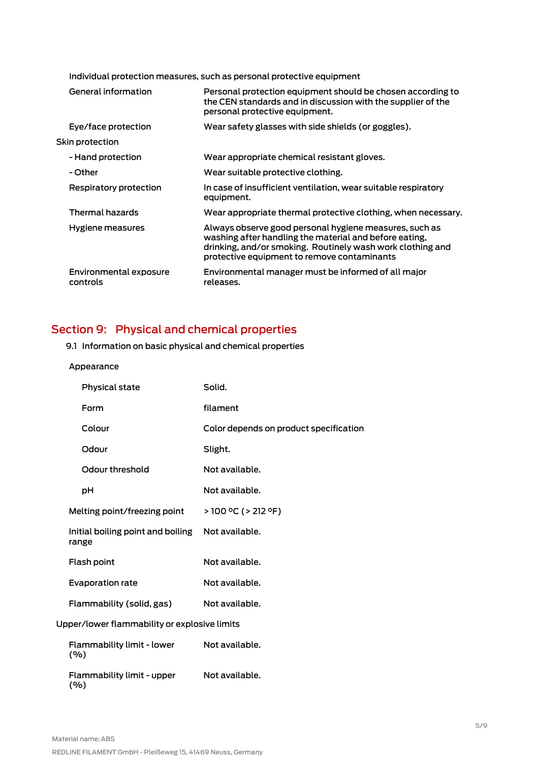Individual protection measures, such as personal protective equipment

| | |
|---|---|
| General information | Personal protection equipment should be chosen according to the CEN standards and in discussion with the supplier of the personal protective equipment. |
| Eye/face protection | Wear safety glasses with side shields (or goggles). |
| **Skin protection** | |
| - Hand protection | Wear appropriate chemical resistant gloves. |
| - Other | Wear suitable protective clothing. |
| Respiratory protection | In case of insufficient ventilation, wear suitable respiratory equipment. |
| Thermal hazards | Wear appropriate thermal protective clothing, when necessary. |
| Hygiene measures | Always observe good personal hygiene measures, such as washing after handling the material and before eating, drinking, and/or smoking. Routinely wash work clothing and protective equipment to remove contaminants |
| Environmental exposure controls | Environmental manager must be informed of all major releases. |

## Section 9: Physical and chemical properties

9.1 Information on basic physical and chemical properties

| | |
|---|---|
| **Appearance** | |
| Physical state | Solid. |
| Form | filament |
| Colour | Color depends on product specification |
| Odour | Slight. |
| Odour threshold | Not available. |
| pH | Not available. |
| Melting point/freezing point | > 100 °C (> 212 °F) |
| Initial boiling point and boiling range | Not available. |
| Flash point | Not available. |
| Evaporation rate | Not available. |
| Flammability (solid, gas) | Not available. |
| **Upper/lower flammability or explosive limits** | |
| Flammability limit - lower (%) | Not available. |
| Flammability limit - upper (%) | Not available. |

Material name: ABS

REDLINE FILAMENT GmbH - Pleißeweg 15, 41469 Neuss, Germany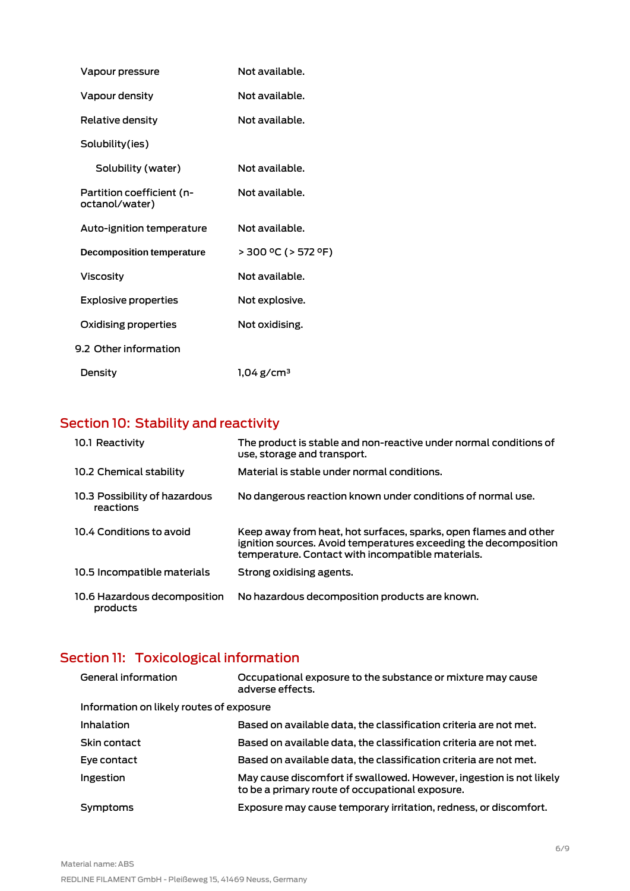| | |
|---|---|
| Vapour pressure | Not available. |
| Vapour density | Not available. |
| Relative density | Not available. |
| Solubility(ies) | |
| Solubility (water) | Not available. |
| Partition coefficient (n-octanol/water) | Not available. |
| Auto-ignition temperature | Not available. |
| Decomposition temperature | > 300 °C (> 572 °F) |
| Viscosity | Not available. |
| Explosive properties | Not explosive. |
| Oxidising properties | Not oxidising. |
| 9.2 Other information | |
| Density | 1,04 g/cm³ |

## Section 10: Stability and reactivity

| | |
|---|---|
| 10.1 Reactivity | The product is stable and non-reactive under normal conditions of use, storage and transport. |
| 10.2 Chemical stability | Material is stable under normal conditions. |
| 10.3 Possibility of hazardous reactions | No dangerous reaction known under conditions of normal use. |
| 10.4 Conditions to avoid | Keep away from heat, hot surfaces, sparks, open flames and other ignition sources. Avoid temperatures exceeding the decomposition temperature. Contact with incompatible materials. |
| 10.5 Incompatible materials | Strong oxidising agents. |
| 10.6 Hazardous decomposition products | No hazardous decomposition products are known. |

## Section 11: Toxicological information

| | |
|---|---|
| General information | Occupational exposure to the substance or mixture may cause adverse effects. |
| Information on likely routes of exposure | |
| Inhalation | Based on available data, the classification criteria are not met. |
| Skin contact | Based on available data, the classification criteria are not met. |
| Eye contact | Based on available data, the classification criteria are not met. |
| Ingestion | May cause discomfort if swallowed. However, ingestion is not likely to be a primary route of occupational exposure. |
| Symptoms | Exposure may cause temporary irritation, redness, or discomfort. |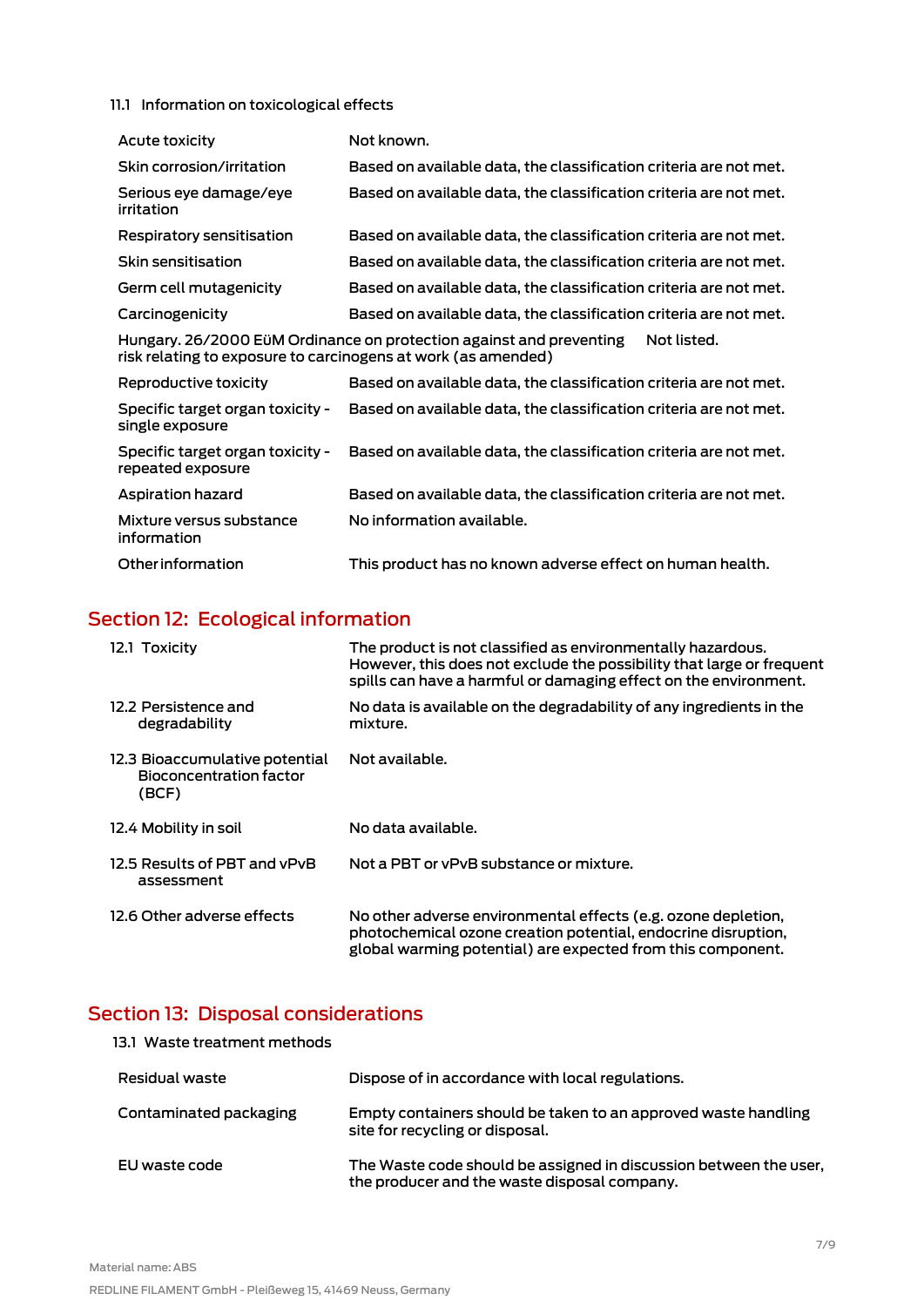### 11.1 Information on toxicological effects

| | |
|---|---|
| Acute toxicity | Not known. |
| Skin corrosion/irritation | Based on available data, the classification criteria are not met. |
| Serious eye damage/eye irritation | Based on available data, the classification criteria are not met. |
| Respiratory sensitisation | Based on available data, the classification criteria are not met. |
| Skin sensitisation | Based on available data, the classification criteria are not met. |
| Germ cell mutagenicity | Based on available data, the classification criteria are not met. |
| Carcinogenicity | Based on available data, the classification criteria are not met. |
| Hungary. 26/2000 EüM Ordinance on protection against and preventing risk relating to exposure to carcinogens at work (as amended) | Not listed. |
| Reproductive toxicity | Based on available data, the classification criteria are not met. |
| Specific target organ toxicity - single exposure | Based on available data, the classification criteria are not met. |
| Specific target organ toxicity - repeated exposure | Based on available data, the classification criteria are not met. |
| Aspiration hazard | Based on available data, the classification criteria are not met. |
| Mixture versus substance information | No information available. |
| Other information | This product has no known adverse effect on human health. |

## Section 12: Ecological information

| | |
|---|---|
| 12.1 Toxicity | The product is not classified as environmentally hazardous. However, this does not exclude the possibility that large or frequent spills can have a harmful or damaging effect on the environment. |
| 12.2 Persistence and degradability | No data is available on the degradability of any ingredients in the mixture. |
| 12.3 Bioaccumulative potential Bioconcentration factor (BCF) | Not available. |
| 12.4 Mobility in soil | No data available. |
| 12.5 Results of PBT and vPvB assessment | Not a PBT or vPvB substance or mixture. |
| 12.6 Other adverse effects | No other adverse environmental effects (e.g. ozone depletion, photochemical ozone creation potential, endocrine disruption, global warming potential) are expected from this component. |

## Section 13: Disposal considerations

### 13.1 Waste treatment methods

| | |
|---|---|
| Residual waste | Dispose of in accordance with local regulations. |
| Contaminated packaging | Empty containers should be taken to an approved waste handling site for recycling or disposal. |
| EU waste code | The Waste code should be assigned in discussion between the user, the producer and the waste disposal company. |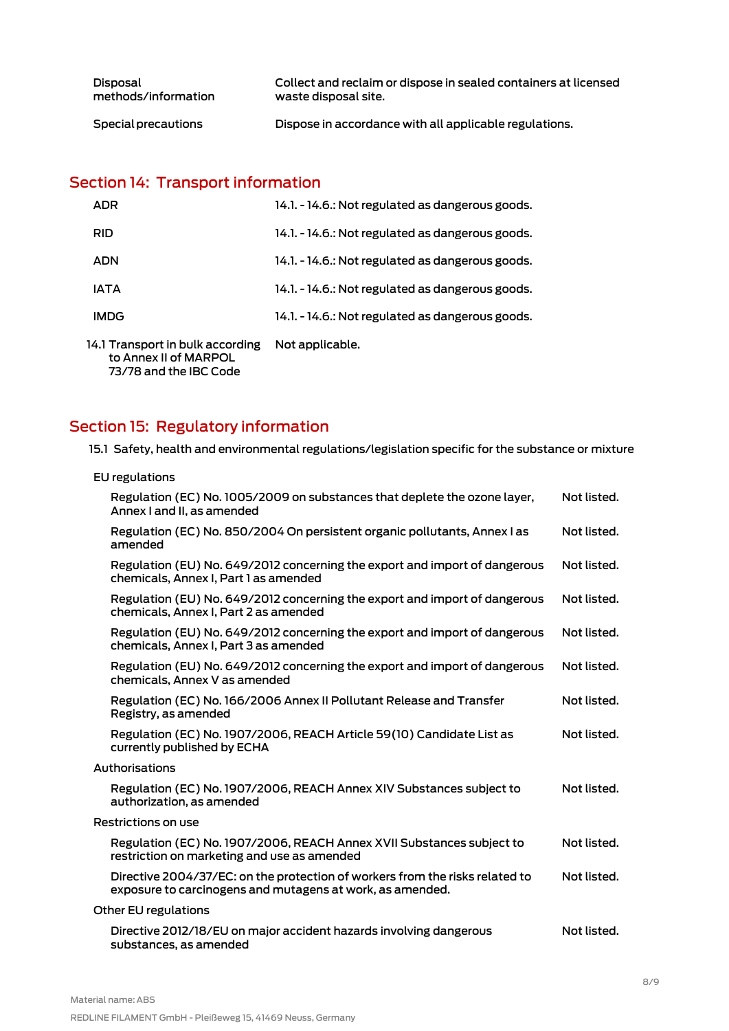| | |
|---|---|
| Disposal methods/information | Collect and reclaim or dispose in sealed containers at licensed waste disposal site. |
| Special precautions | Dispose in accordance with all applicable regulations. |

## Section 14: Transport information

| | |
|---|---|
| ADR | 14.1. - 14.6.: Not regulated as dangerous goods. |
| RID | 14.1. - 14.6.: Not regulated as dangerous goods. |
| ADN | 14.1. - 14.6.: Not regulated as dangerous goods. |
| IATA | 14.1. - 14.6.: Not regulated as dangerous goods. |
| IMDG | 14.1. - 14.6.: Not regulated as dangerous goods. |
| 14.1 Transport in bulk according to Annex II of MARPOL 73/78 and the IBC Code | Not applicable. |

## Section 15: Regulatory information

15.1 Safety, health and environmental regulations/legislation specific for the substance or mixture

**EU regulations**

| | |
|---|---|
| Regulation (EC) No. 1005/2009 on substances that deplete the ozone layer, Annex I and II, as amended | Not listed. |
| Regulation (EC) No. 850/2004 On persistent organic pollutants, Annex I as amended | Not listed. |
| Regulation (EU) No. 649/2012 concerning the export and import of dangerous chemicals, Annex I, Part 1 as amended | Not listed. |
| Regulation (EU) No. 649/2012 concerning the export and import of dangerous chemicals, Annex I, Part 2 as amended | Not listed. |
| Regulation (EU) No. 649/2012 concerning the export and import of dangerous chemicals, Annex I, Part 3 as amended | Not listed. |
| Regulation (EU) No. 649/2012 concerning the export and import of dangerous chemicals, Annex V as amended | Not listed. |
| Regulation (EC) No. 166/2006 Annex II Pollutant Release and Transfer Registry, as amended | Not listed. |
| Regulation (EC) No. 1907/2006, REACH Article 59(10) Candidate List as currently published by ECHA | Not listed. |

**Authorisations**

| | |
|---|---|
| Regulation (EC) No. 1907/2006, REACH Annex XIV Substances subject to authorization, as amended | Not listed. |

**Restrictions on use**

| | |
|---|---|
| Regulation (EC) No. 1907/2006, REACH Annex XVII Substances subject to restriction on marketing and use as amended | Not listed. |
| Directive 2004/37/EC: on the protection of workers from the risks related to exposure to carcinogens and mutagens at work, as amended. | Not listed. |

**Other EU regulations**

| | |
|---|---|
| Directive 2012/18/EU on major accident hazards involving dangerous substances, as amended | Not listed. |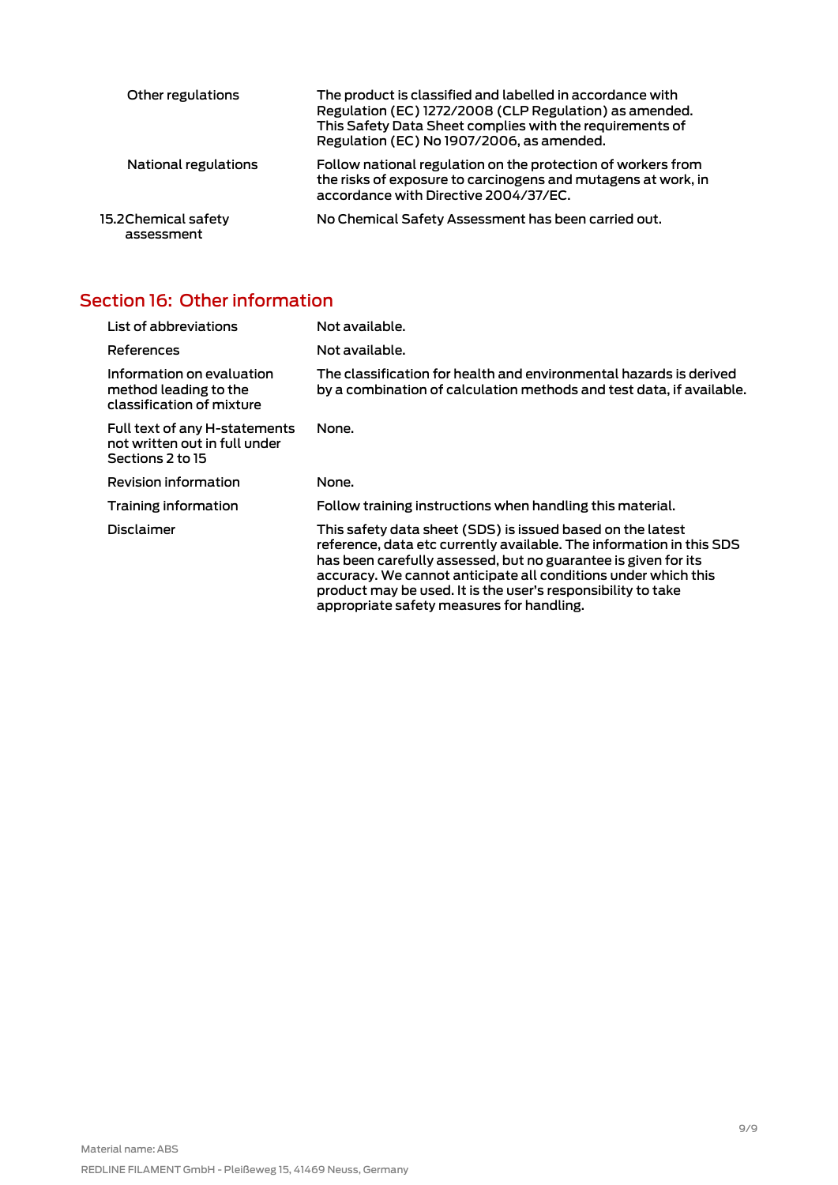| | |
|---|---|
| Other regulations | The product is classified and labelled in accordance with Regulation (EC) 1272/2008 (CLP Regulation) as amended. This Safety Data Sheet complies with the requirements of Regulation (EC) No 1907/2006, as amended. |
| National regulations | Follow national regulation on the protection of workers from the risks of exposure to carcinogens and mutagens at work, in accordance with Directive 2004/37/EC. |
| 15.2 Chemical safety assessment | No Chemical Safety Assessment has been carried out. |

## Section 16: Other information

| | |
|---|---|
| List of abbreviations | Not available. |
| References | Not available. |
| Information on evaluation method leading to the classification of mixture | The classification for health and environmental hazards is derived by a combination of calculation methods and test data, if available. |
| Full text of any H-statements not written out in full under Sections 2 to 15 | None. |
| Revision information | None. |
| Training information | Follow training instructions when handling this material. |
| Disclaimer | This safety data sheet (SDS) is issued based on the latest reference, data etc currently available. The information in this SDS has been carefully assessed, but no guarantee is given for its accuracy. We cannot anticipate all conditions under which this product may be used. It is the user's responsibility to take appropriate safety measures for handling. |